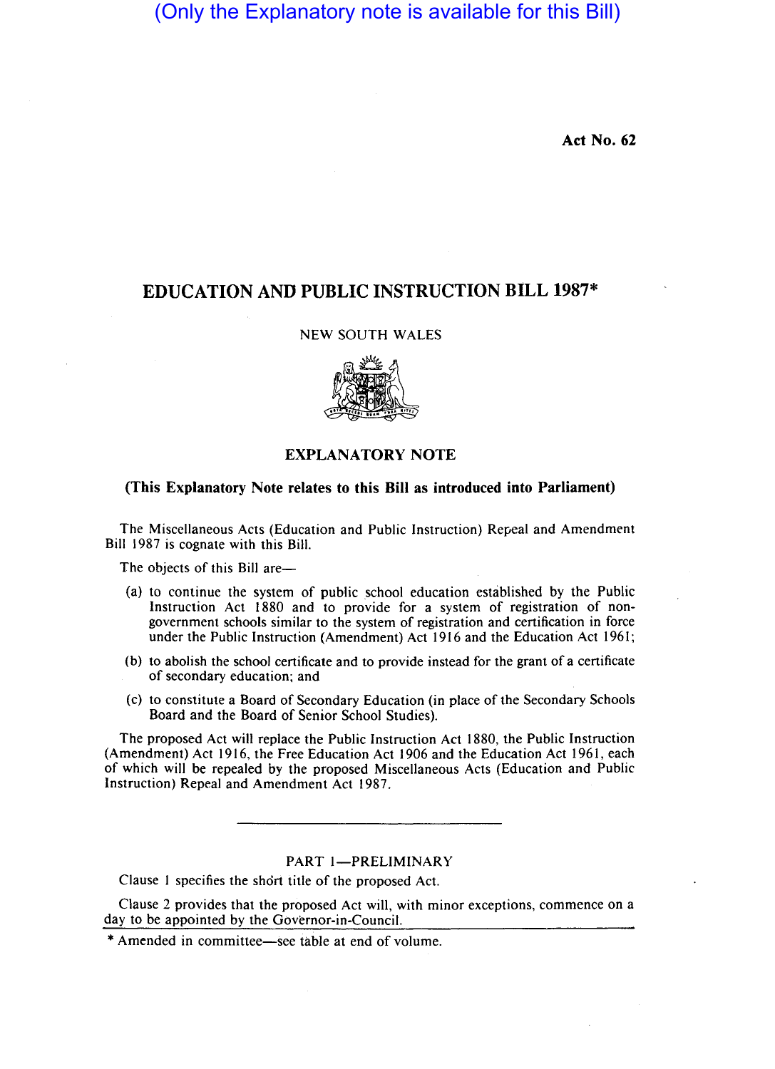(Only the Explanatory note is available for this Bill)

**Act No. 62**

# EDUCATION AND PUBLIC INSTRUCTION BILL 1987*

NEW SOUTH WALES

## EXPLANATORY NOTE

**(This Explanatory Note relates to this Bill as introduced into Parliament)**

The Miscellaneous Acts (Education and Public Instruction) Repeal and Amendment Bill 1987 is cognate with this Bill.

The objects of this Bill are—

(a) to continue the system of public school education established by the Public Instruction Act 1880 and to provide for a system of registration of non-government schools similar to the system of registration and certification in force under the Public Instruction (Amendment) Act 1916 and the Education Act 1961;

(b) to abolish the school certificate and to provide instead for the grant of a certificate of secondary education; and

(c) to constitute a Board of Secondary Education (in place of the Secondary Schools Board and the Board of Senior School Studies).

The proposed Act will replace the Public Instruction Act 1880, the Public Instruction (Amendment) Act 1916, the Free Education Act 1906 and the Education Act 1961, each of which will be repealed by the proposed Miscellaneous Acts (Education and Public Instruction) Repeal and Amendment Act 1987.

---

### PART 1—PRELIMINARY

Clause 1 specifies the short title of the proposed Act.

Clause 2 provides that the proposed Act will, with minor exceptions, commence on a day to be appointed by the Governor-in-Council.

\* Amended in committee—see table at end of volume.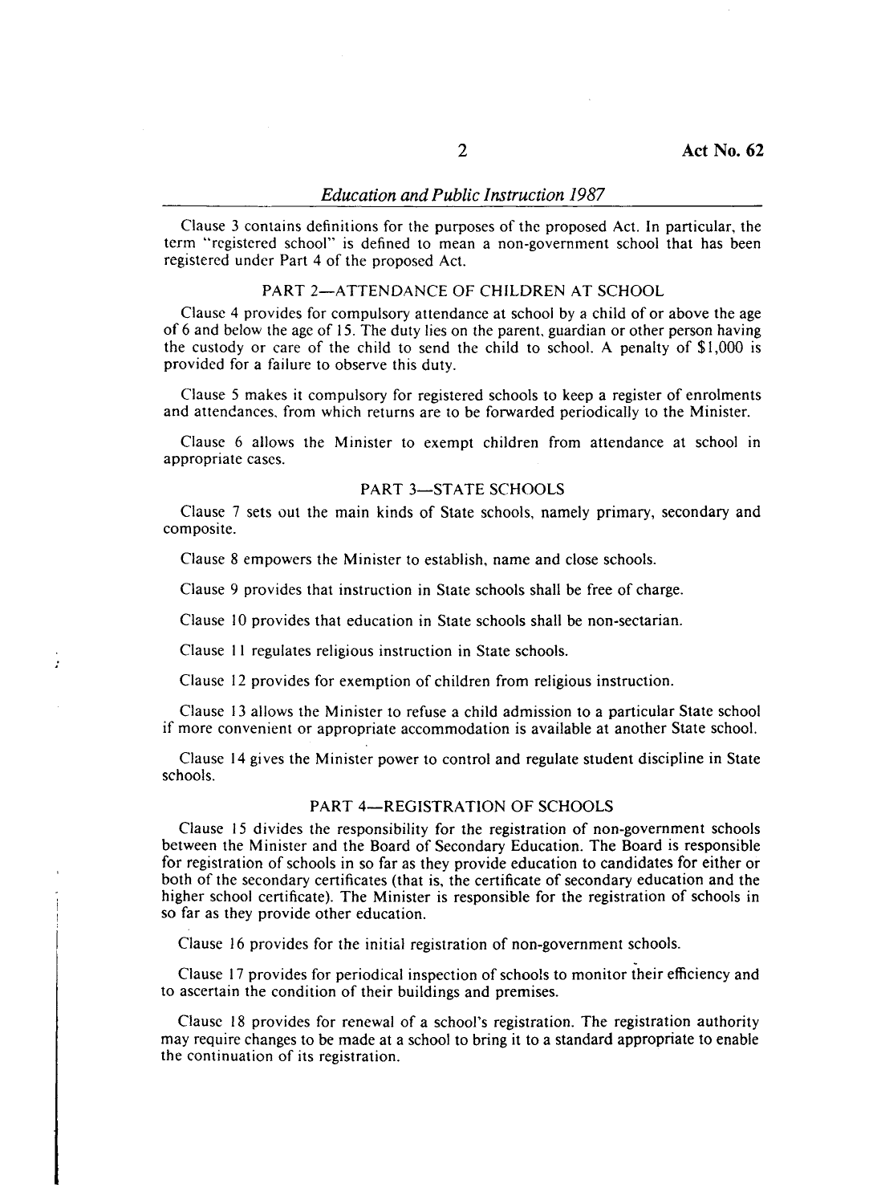Clause 3 contains definitions for the purposes of the proposed Act. In particular, the term "registered school" is defined to mean a non-government school that has been registered under Part 4 of the proposed Act.

## PART 2—ATTENDANCE OF CHILDREN AT SCHOOL

Clause 4 provides for compulsory attendance at school by a child of or above the age of 6 and below the age of 15. The duty lies on the parent, guardian or other person having the custody or care of the child to send the child to school. A penalty of $1,000 is provided for a failure to observe this duty.

Clause 5 makes it compulsory for registered schools to keep a register of enrolments and attendances, from which returns are to be forwarded periodically to the Minister.

Clause 6 allows the Minister to exempt children from attendance at school in appropriate cases.

## PART 3—STATE SCHOOLS

Clause 7 sets out the main kinds of State schools, namely primary, secondary and composite.

Clause 8 empowers the Minister to establish, name and close schools.

Clause 9 provides that instruction in State schools shall be free of charge.

Clause 10 provides that education in State schools shall be non-sectarian.

Clause 11 regulates religious instruction in State schools.

Clause 12 provides for exemption of children from religious instruction.

Clause 13 allows the Minister to refuse a child admission to a particular State school if more convenient or appropriate accommodation is available at another State school.

Clause 14 gives the Minister power to control and regulate student discipline in State schools.

## PART 4—REGISTRATION OF SCHOOLS

Clause 15 divides the responsibility for the registration of non-government schools between the Minister and the Board of Secondary Education. The Board is responsible for registration of schools in so far as they provide education to candidates for either or both of the secondary certificates (that is, the certificate of secondary education and the higher school certificate). The Minister is responsible for the registration of schools in so far as they provide other education.

Clause 16 provides for the initial registration of non-government schools.

Clause 17 provides for periodical inspection of schools to monitor their efficiency and to ascertain the condition of their buildings and premises.

Clause 18 provides for renewal of a school's registration. The registration authority may require changes to be made at a school to bring it to a standard appropriate to enable the continuation of its registration.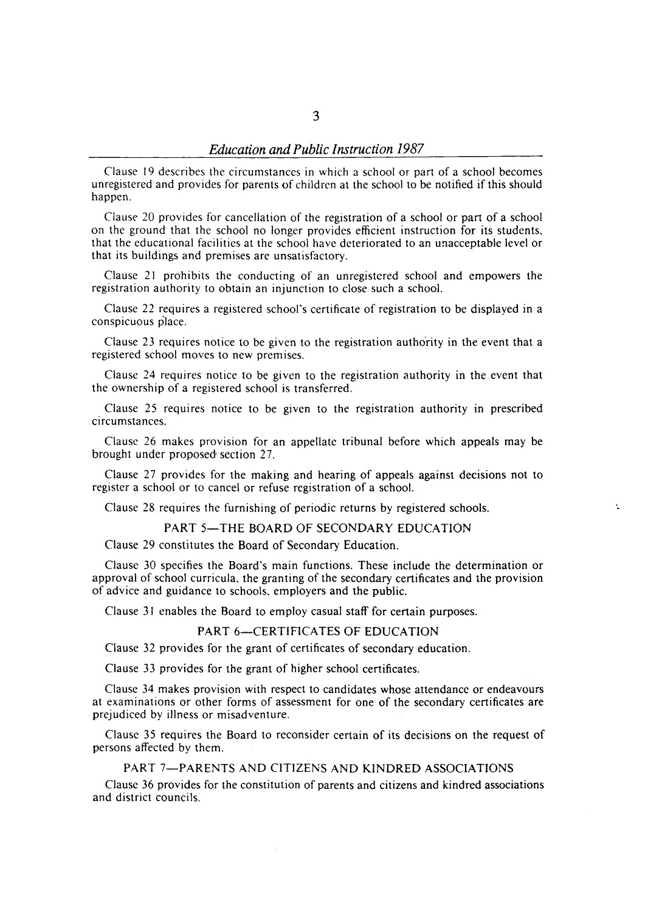Clause 19 describes the circumstances in which a school or part of a school becomes unregistered and provides for parents of children at the school to be notified if this should happen.

Clause 20 provides for cancellation of the registration of a school or part of a school on the ground that the school no longer provides efficient instruction for its students, that the educational facilities at the school have deteriorated to an unacceptable level or that its buildings and premises are unsatisfactory.

Clause 21 prohibits the conducting of an unregistered school and empowers the registration authority to obtain an injunction to close such a school.

Clause 22 requires a registered school's certificate of registration to be displayed in a conspicuous place.

Clause 23 requires notice to be given to the registration authority in the event that a registered school moves to new premises.

Clause 24 requires notice to be given to the registration authority in the event that the ownership of a registered school is transferred.

Clause 25 requires notice to be given to the registration authority in prescribed circumstances.

Clause 26 makes provision for an appellate tribunal before which appeals may be brought under proposed section 27.

Clause 27 provides for the making and hearing of appeals against decisions not to register a school or to cancel or refuse registration of a school.

Clause 28 requires the furnishing of periodic returns by registered schools.

## PART 5—THE BOARD OF SECONDARY EDUCATION

Clause 29 constitutes the Board of Secondary Education.

Clause 30 specifies the Board's main functions. These include the determination or approval of school curricula, the granting of the secondary certificates and the provision of advice and guidance to schools, employers and the public.

Clause 31 enables the Board to employ casual staff for certain purposes.

## PART 6—CERTIFICATES OF EDUCATION

Clause 32 provides for the grant of certificates of secondary education.

Clause 33 provides for the grant of higher school certificates.

Clause 34 makes provision with respect to candidates whose attendance or endeavours at examinations or other forms of assessment for one of the secondary certificates are prejudiced by illness or misadventure.

Clause 35 requires the Board to reconsider certain of its decisions on the request of persons affected by them.

## PART 7—PARENTS AND CITIZENS AND KINDRED ASSOCIATIONS

Clause 36 provides for the constitution of parents and citizens and kindred associations and district councils.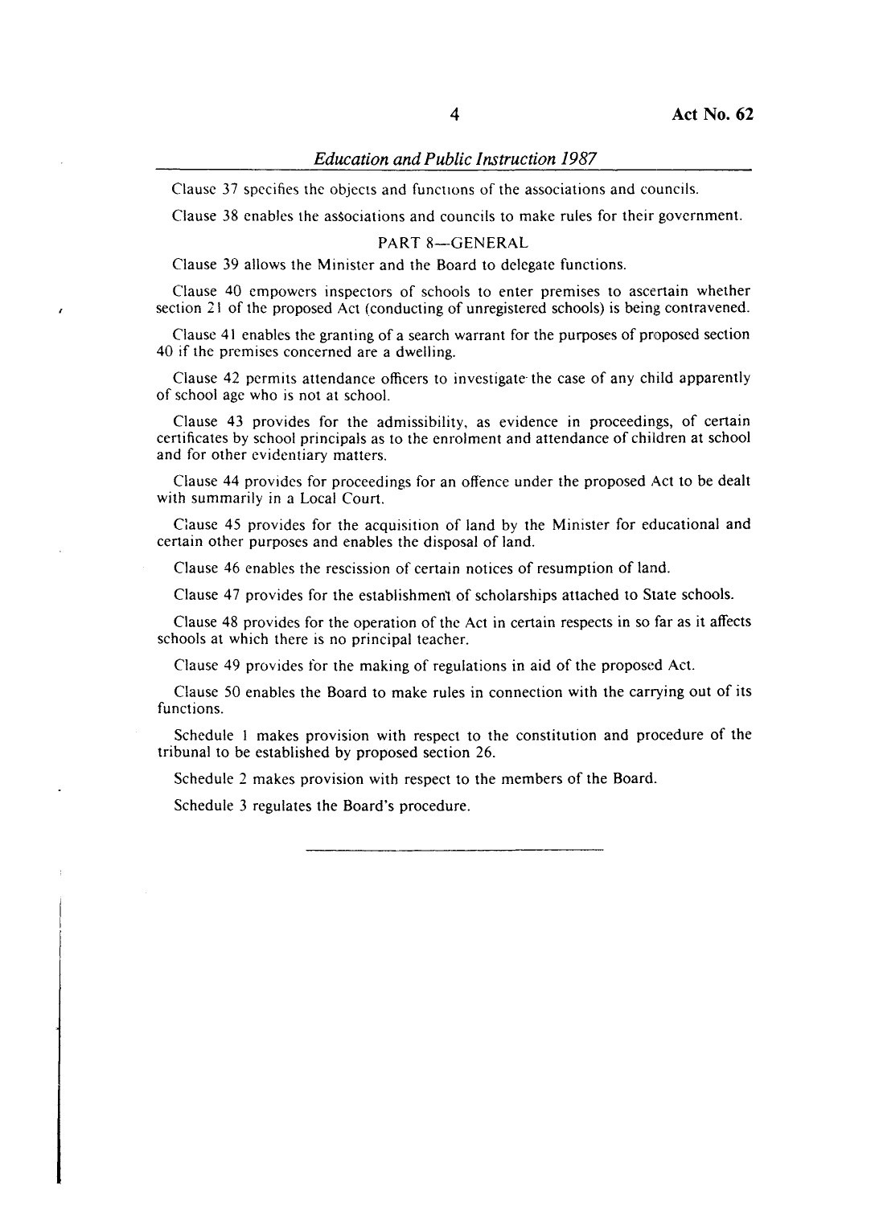Clause 37 specifies the objects and functions of the associations and councils.

Clause 38 enables the associations and councils to make rules for their government.

PART 8—GENERAL

Clause 39 allows the Minister and the Board to delegate functions.

Clause 40 empowers inspectors of schools to enter premises to ascertain whether section 21 of the proposed Act (conducting of unregistered schools) is being contravened.

Clause 41 enables the granting of a search warrant for the purposes of proposed section 40 if the premises concerned are a dwelling.

Clause 42 permits attendance officers to investigate the case of any child apparently of school age who is not at school.

Clause 43 provides for the admissibility, as evidence in proceedings, of certain certificates by school principals as to the enrolment and attendance of children at school and for other evidentiary matters.

Clause 44 provides for proceedings for an offence under the proposed Act to be dealt with summarily in a Local Court.

Clause 45 provides for the acquisition of land by the Minister for educational and certain other purposes and enables the disposal of land.

Clause 46 enables the rescission of certain notices of resumption of land.

Clause 47 provides for the establishment of scholarships attached to State schools.

Clause 48 provides for the operation of the Act in certain respects in so far as it affects schools at which there is no principal teacher.

Clause 49 provides for the making of regulations in aid of the proposed Act.

Clause 50 enables the Board to make rules in connection with the carrying out of its functions.

Schedule 1 makes provision with respect to the constitution and procedure of the tribunal to be established by proposed section 26.

Schedule 2 makes provision with respect to the members of the Board.

Schedule 3 regulates the Board's procedure.